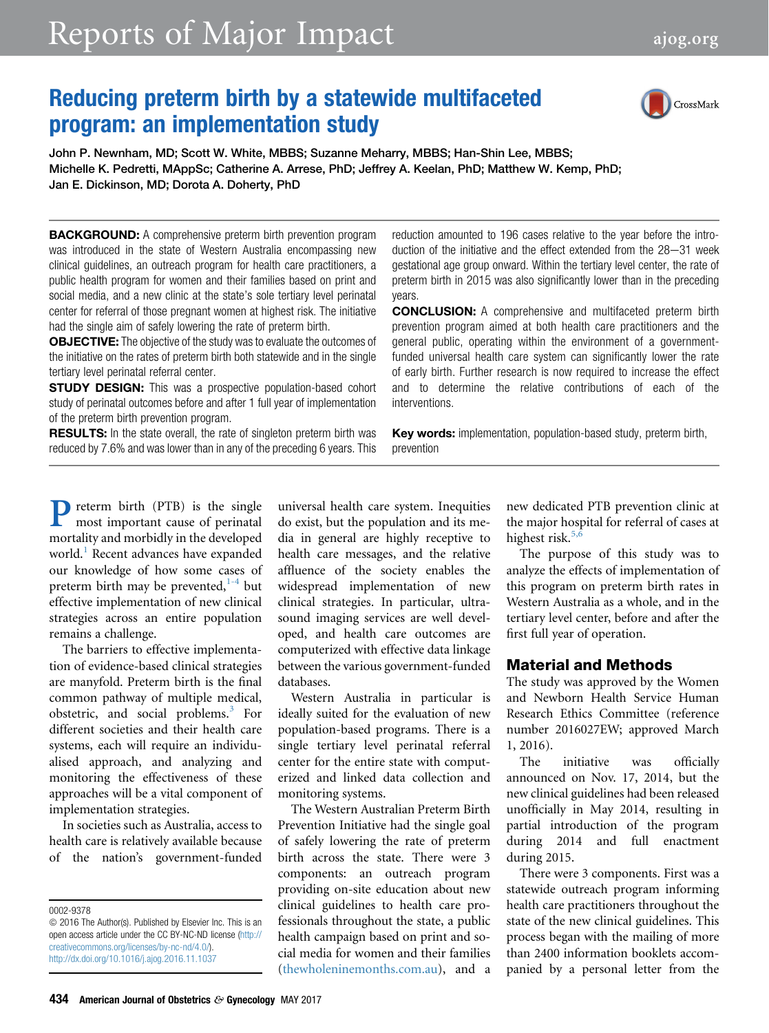# Reducing preterm birth by a statewide multifaceted program: an implementation study

John P. Newnham, MD; Scott W. White, MBBS; Suzanne Meharry, MBBS; Han-Shin Lee, MBBS; Michelle K. Pedretti, MAppSc; Catherine A. Arrese, PhD; Jeffrey A. Keelan, PhD; Matthew W. Kemp, PhD; Jan E. Dickinson, MD; Dorota A. Doherty, PhD

**BACKGROUND:** A comprehensive preterm birth prevention program was introduced in the state of Western Australia encompassing new clinical guidelines, an outreach program for health care practitioners, a public health program for women and their families based on print and social media, and a new clinic at the state's sole tertiary level perinatal referral center for referral of those pregnant women at highest risk. The initiative had the single aim of safely lowering the rate of preterm birth.

**OBJECTIVE:** The objective of the study was to evaluate the outcomes of the initiative on the rates of preterm birth both statewide and in the single tertiary level perinatal referral center.

**STUDY DESIGN:** This was a prospective population-based cohort study of perinatal outcomes before and after 1 full year of implementation of the preterm birth prevention program.

**RESULTS:** In the state overall, the rate of singleton preterm birth was reduced by 7.6% and was lower than in any of the preceding 6 years. This reduction amounted to 196 cases relative to the year before the introduction of the initiative and the effect extended from the 28–31 week gestational age group onward. Within the tertiary level center, the rate of preterm birth in 2015 was also significantly lower than in the preceding years.

**CONCLUSION:** A comprehensive and multifaceted preterm birth prevention program aimed at both health care practitioners and the general public, operating within the environment of a government-funded universal health care system can significantly lower the rate of early birth. Further research is now required to increase the effect and to determine the relative contributions of each of the interventions.

**Key words:** implementation, population-based study, preterm birth, prevention

Preterm birth (PTB) is the single most important cause of perinatal mortality and morbidly in the developed world.[1] Recent advances have expanded our knowledge of how some cases of preterm birth may be prevented,[1-4] but effective implementation of new clinical strategies across an entire population remains a challenge.

The barriers to effective implementation of evidence-based clinical strategies are manyfold. Preterm birth is the final common pathway of multiple medical, obstetric, and social problems.[3] For different societies and their health care systems, each will require an individualised approach, and analyzing and monitoring the effectiveness of these approaches will be a vital component of implementation strategies.

In societies such as Australia, access to health care is relatively available because of the nation's government-funded universal health care system. Inequities do exist, but the population and its media in general are highly receptive to health care messages, and the relative affluence of the society enables the widespread implementation of new clinical strategies. In particular, ultrasound imaging services are well developed, and health care outcomes are computerized with effective data linkage between the various government-funded databases.

Western Australia in particular is ideally suited for the evaluation of new population-based programs. There is a single tertiary level perinatal referral center for the entire state with computerized and linked data collection and monitoring systems.

The Western Australian Preterm Birth Prevention Initiative had the single goal of safely lowering the rate of preterm birth across the state. There were 3 components: an outreach program providing on-site education about new clinical guidelines to health care professionals throughout the state, a public health campaign based on print and social media for women and their families (thewholeninemonths.com.au), and a new dedicated PTB prevention clinic at the major hospital for referral of cases at highest risk.[5,6]

The purpose of this study was to analyze the effects of implementation of this program on preterm birth rates in Western Australia as a whole, and in the tertiary level center, before and after the first full year of operation.

## Material and Methods

The study was approved by the Women and Newborn Health Service Human Research Ethics Committee (reference number 2016027EW; approved March 1, 2016).

The initiative was officially announced on Nov. 17, 2014, but the new clinical guidelines had been released unofficially in May 2014, resulting in partial introduction of the program during 2014 and full enactment during 2015.

There were 3 components. First was a statewide outreach program informing health care practitioners throughout the state of the new clinical guidelines. This process began with the mailing of more than 2400 information booklets accompanied by a personal letter from the

0002-9378

© 2016 The Author(s). Published by Elsevier Inc. This is an open access article under the CC BY-NC-ND license (http://creativecommons.org/licenses/by-nc-nd/4.0/). http://dx.doi.org/10.1016/j.ajog.2016.11.1037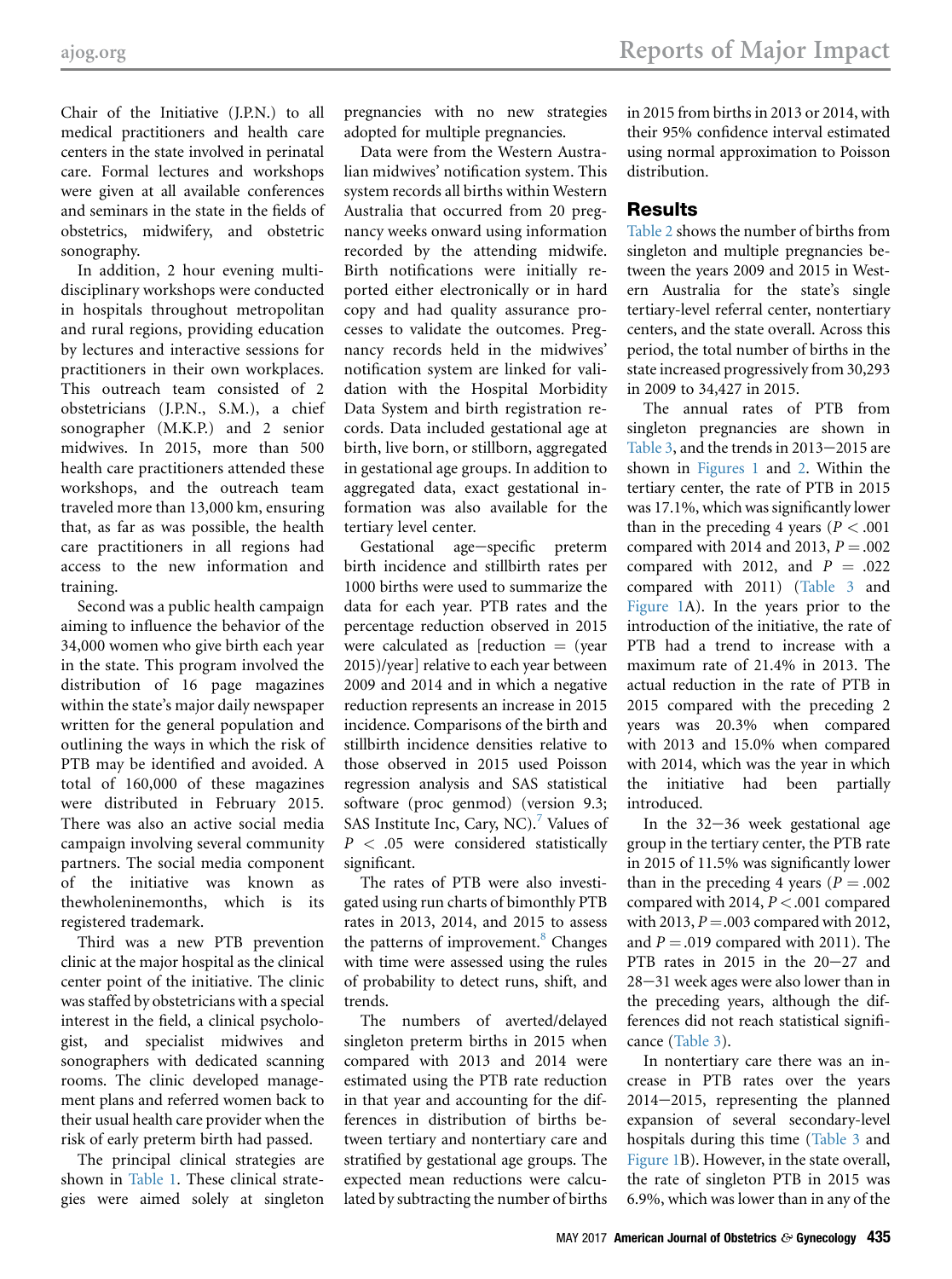Chair of the Initiative (J.P.N.) to all medical practitioners and health care centers in the state involved in perinatal care. Formal lectures and workshops were given at all available conferences and seminars in the state in the fields of obstetrics, midwifery, and obstetric sonography.

In addition, 2 hour evening multidisciplinary workshops were conducted in hospitals throughout metropolitan and rural regions, providing education by lectures and interactive sessions for practitioners in their own workplaces. This outreach team consisted of 2 obstetricians (J.P.N., S.M.), a chief sonographer (M.K.P.) and 2 senior midwives. In 2015, more than 500 health care practitioners attended these workshops, and the outreach team traveled more than 13,000 km, ensuring that, as far as was possible, the health care practitioners in all regions had access to the new information and training.

Second was a public health campaign aiming to influence the behavior of the 34,000 women who give birth each year in the state. This program involved the distribution of 16 page magazines within the state's major daily newspaper written for the general population and outlining the ways in which the risk of PTB may be identified and avoided. A total of 160,000 of these magazines were distributed in February 2015. There was also an active social media campaign involving several community partners. The social media component of the initiative was known as thewholeninemonths, which is its registered trademark.

Third was a new PTB prevention clinic at the major hospital as the clinical center point of the initiative. The clinic was staffed by obstetricians with a special interest in the field, a clinical psychologist, and specialist midwives and sonographers with dedicated scanning rooms. The clinic developed management plans and referred women back to their usual health care provider when the risk of early preterm birth had passed.

The principal clinical strategies are shown in Table 1. These clinical strategies were aimed solely at singleton pregnancies with no new strategies adopted for multiple pregnancies.

Data were from the Western Australian midwives' notification system. This system records all births within Western Australia that occurred from 20 pregnancy weeks onward using information recorded by the attending midwife. Birth notifications were initially reported either electronically or in hard copy and had quality assurance processes to validate the outcomes. Pregnancy records held in the midwives' notification system are linked for validation with the Hospital Morbidity Data System and birth registration records. Data included gestational age at birth, live born, or stillborn, aggregated in gestational age groups. In addition to aggregated data, exact gestational information was also available for the tertiary level center.

Gestational age−specific preterm birth incidence and stillbirth rates per 1000 births were used to summarize the data for each year. PTB rates and the percentage reduction observed in 2015 were calculated as [reduction = (year 2015)/year] relative to each year between 2009 and 2014 and in which a negative reduction represents an increase in 2015 incidence. Comparisons of the birth and stillbirth incidence densities relative to those observed in 2015 used Poisson regression analysis and SAS statistical software (proc genmod) (version 9.3; SAS Institute Inc, Cary, NC).[7] Values of $P < .05$ were considered statistically significant.

The rates of PTB were also investigated using run charts of bimonthly PTB rates in 2013, 2014, and 2015 to assess the patterns of improvement.[8] Changes with time were assessed using the rules of probability to detect runs, shift, and trends.

The numbers of averted/delayed singleton preterm births in 2015 when compared with 2013 and 2014 were estimated using the PTB rate reduction in that year and accounting for the differences in distribution of births between tertiary and nontertiary care and stratified by gestational age groups. The expected mean reductions were calculated by subtracting the number of births in 2015 from births in 2013 or 2014, with their 95% confidence interval estimated using normal approximation to Poisson distribution.

## Results

Table 2 shows the number of births from singleton and multiple pregnancies between the years 2009 and 2015 in Western Australia for the state's single tertiary-level referral center, nontertiary centers, and the state overall. Across this period, the total number of births in the state increased progressively from 30,293 in 2009 to 34,427 in 2015.

The annual rates of PTB from singleton pregnancies are shown in Table 3, and the trends in 2013−2015 are shown in Figures 1 and 2. Within the tertiary center, the rate of PTB in 2015 was 17.1%, which was significantly lower than in the preceding 4 years ($P < .001$ compared with 2014 and 2013, $P = .002$ compared with 2012, and $P = .022$ compared with 2011) (Table 3 and Figure 1A). In the years prior to the introduction of the initiative, the rate of PTB had a trend to increase with a maximum rate of 21.4% in 2013. The actual reduction in the rate of PTB in 2015 compared with the preceding 2 years was 20.3% when compared with 2013 and 15.0% when compared with 2014, which was the year in which the initiative had been partially introduced.

In the 32−36 week gestational age group in the tertiary center, the PTB rate in 2015 of 11.5% was significantly lower than in the preceding 4 years ($P = .002$ compared with 2014, $P < .001$ compared with 2013, $P = .003$ compared with 2012, and $P = .019$ compared with 2011). The PTB rates in 2015 in the 20−27 and 28−31 week ages were also lower than in the preceding years, although the differences did not reach statistical significance (Table 3).

In nontertiary care there was an increase in PTB rates over the years 2014−2015, representing the planned expansion of several secondary-level hospitals during this time (Table 3 and Figure 1B). However, in the state overall, the rate of singleton PTB in 2015 was 6.9%, which was lower than in any of the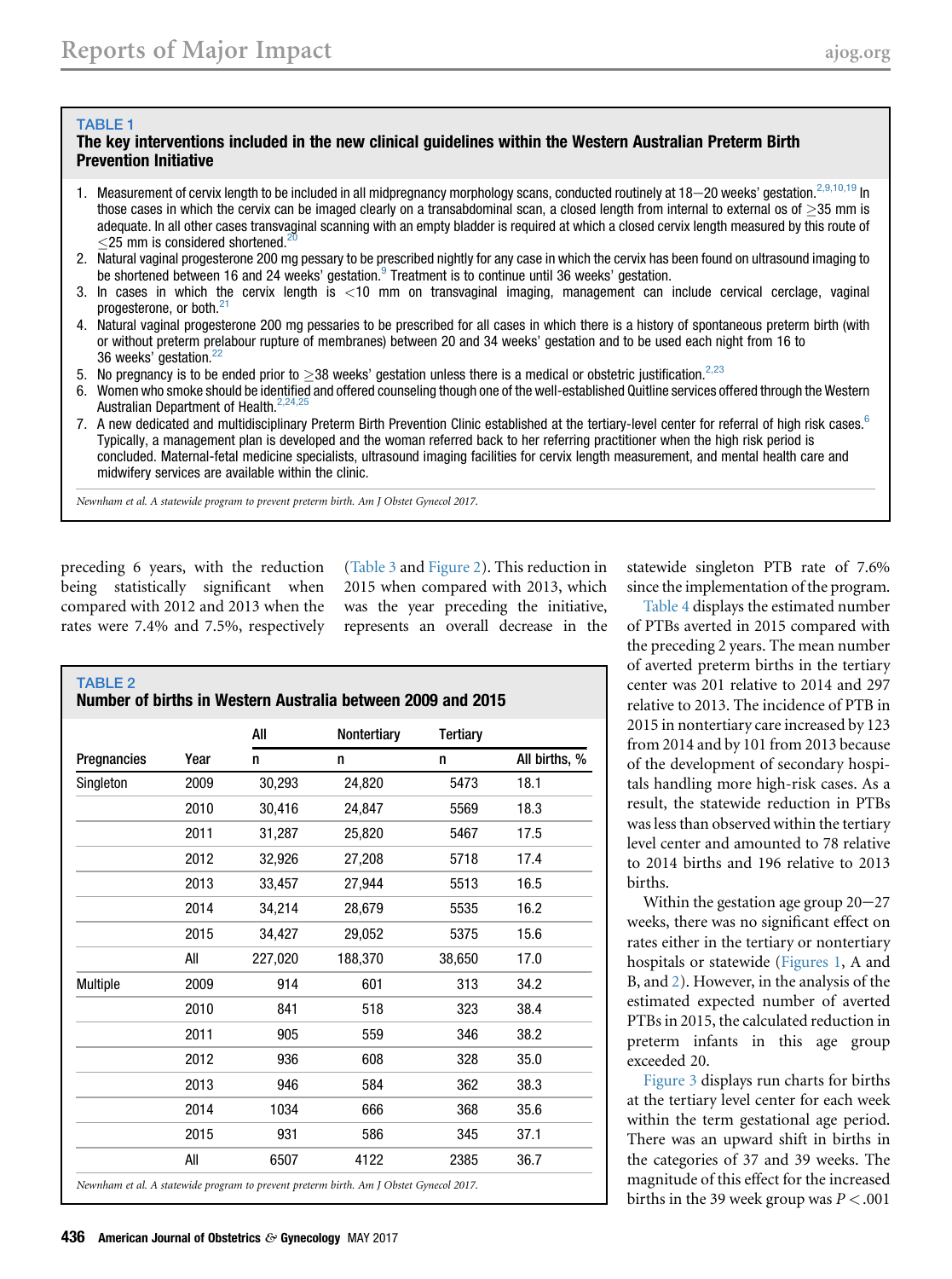**TABLE 1**

**The key interventions included in the new clinical guidelines within the Western Australian Preterm Birth Prevention Initiative**

1. Measurement of cervix length to be included in all midpregnancy morphology scans, conducted routinely at 18–20 weeks' gestation.[2,9,10,19] In those cases in which the cervix can be imaged clearly on a transabdominal scan, a closed length from internal to external os of ≥35 mm is adequate. In all other cases transvaginal scanning with an empty bladder is required at which a closed cervix length measured by this route of ≤25 mm is considered shortened.[20]
2. Natural vaginal progesterone 200 mg pessary to be prescribed nightly for any case in which the cervix has been found on ultrasound imaging to be shortened between 16 and 24 weeks' gestation.[9] Treatment is to continue until 36 weeks' gestation.
3. In cases in which the cervix length is <10 mm on transvaginal imaging, management can include cervical cerclage, vaginal progesterone, or both.[21]
4. Natural vaginal progesterone 200 mg pessaries to be prescribed for all cases in which there is a history of spontaneous preterm birth (with or without preterm prelabour rupture of membranes) between 20 and 34 weeks' gestation and to be used each night from 16 to 36 weeks' gestation.[22]
5. No pregnancy is to be ended prior to ≥38 weeks' gestation unless there is a medical or obstetric justification.[2,23]
6. Women who smoke should be identified and offered counseling though one of the well-established Quitline services offered through the Western Australian Department of Health.[2,24,25]
7. A new dedicated and multidisciplinary Preterm Birth Prevention Clinic established at the tertiary-level center for referral of high risk cases.[6] Typically, a management plan is developed and the woman referred back to her referring practitioner when the high risk period is concluded. Maternal-fetal medicine specialists, ultrasound imaging facilities for cervix length measurement, and mental health care and midwifery services are available within the clinic.

*Newnham et al. A statewide program to prevent preterm birth. Am J Obstet Gynecol 2017.*

preceding 6 years, with the reduction being statistically significant when compared with 2012 and 2013 when the rates were 7.4% and 7.5%, respectively (Table 3 and Figure 2). This reduction in 2015 when compared with 2013, which was the year preceding the initiative, represents an overall decrease in the statewide singleton PTB rate of 7.6% since the implementation of the program.

**TABLE 2**

**Number of births in Western Australia between 2009 and 2015**

| | | All | Nontertiary | Tertiary | |
|---|---|---|---|---|---|
| Pregnancies | Year | n | n | n | All births, % |
| Singleton | 2009 | 30,293 | 24,820 | 5473 | 18.1 |
| | 2010 | 30,416 | 24,847 | 5569 | 18.3 |
| | 2011 | 31,287 | 25,820 | 5467 | 17.5 |
| | 2012 | 32,926 | 27,208 | 5718 | 17.4 |
| | 2013 | 33,457 | 27,944 | 5513 | 16.5 |
| | 2014 | 34,214 | 28,679 | 5535 | 16.2 |
| | 2015 | 34,427 | 29,052 | 5375 | 15.6 |
| | All | 227,020 | 188,370 | 38,650 | 17.0 |
| Multiple | 2009 | 914 | 601 | 313 | 34.2 |
| | 2010 | 841 | 518 | 323 | 38.4 |
| | 2011 | 905 | 559 | 346 | 38.2 |
| | 2012 | 936 | 608 | 328 | 35.0 |
| | 2013 | 946 | 584 | 362 | 38.3 |
| | 2014 | 1034 | 666 | 368 | 35.6 |
| | 2015 | 931 | 586 | 345 | 37.1 |
| | All | 6507 | 4122 | 2385 | 36.7 |

*Newnham et al. A statewide program to prevent preterm birth. Am J Obstet Gynecol 2017.*

Table 4 displays the estimated number of PTBs averted in 2015 compared with the preceding 2 years. The mean number of averted preterm births in the tertiary center was 201 relative to 2014 and 297 relative to 2013. The incidence of PTB in 2015 in nontertiary care increased by 123 from 2014 and by 101 from 2013 because of the development of secondary hospitals handling more high-risk cases. As a result, the statewide reduction in PTBs was less than observed within the tertiary level center and amounted to 78 relative to 2014 births and 196 relative to 2013 births.

Within the gestation age group 20–27 weeks, there was no significant effect on rates either in the tertiary or nontertiary hospitals or statewide (Figures 1, A and B, and 2). However, in the analysis of the estimated expected number of averted PTBs in 2015, the calculated reduction in preterm infants in this age group exceeded 20.

Figure 3 displays run charts for births at the tertiary level center for each week within the term gestational age period. There was an upward shift in births in the categories of 37 and 39 weeks. The magnitude of this effect for the increased births in the 39 week group was $P < .001$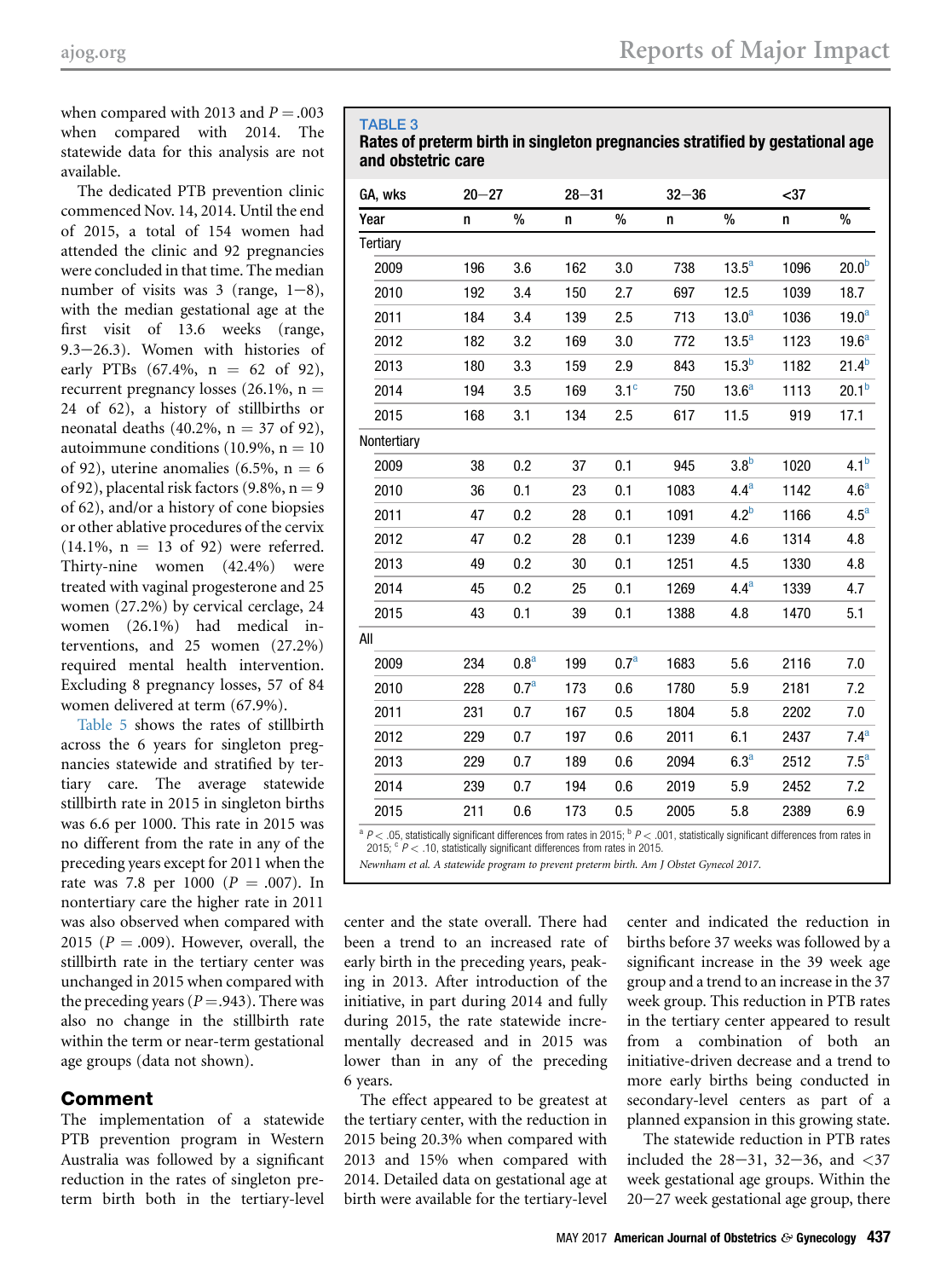when compared with 2013 and $P = .003$ when compared with 2014. The statewide data for this analysis are not available.

The dedicated PTB prevention clinic commenced Nov. 14, 2014. Until the end of 2015, a total of 154 women had attended the clinic and 92 pregnancies were concluded in that time. The median number of visits was 3 (range, 1–8), with the median gestational age at the first visit of 13.6 weeks (range, 9.3–26.3). Women with histories of early PTBs (67.4%, n = 62 of 92), recurrent pregnancy losses (26.1%, n = 24 of 62), a history of stillbirths or neonatal deaths (40.2%, n = 37 of 92), autoimmune conditions (10.9%, n = 10 of 92), uterine anomalies (6.5%, n = 6 of 92), placental risk factors (9.8%, n = 9 of 62), and/or a history of cone biopsies or other ablative procedures of the cervix (14.1%, n = 13 of 92) were referred. Thirty-nine women (42.4%) were treated with vaginal progesterone and 25 women (27.2%) by cervical cerclage, 24 women (26.1%) had medical interventions, and 25 women (27.2%) required mental health intervention. Excluding 8 pregnancy losses, 57 of 84 women delivered at term (67.9%).

Table 5 shows the rates of stillbirth across the 6 years for singleton pregnancies statewide and stratified by tertiary care. The average statewide stillbirth rate in 2015 in singleton births was 6.6 per 1000. This rate in 2015 was no different from the rate in any of the preceding years except for 2011 when the rate was 7.8 per 1000 ($P = .007$). In nontertiary care the higher rate in 2011 was also observed when compared with 2015 ($P = .009$). However, overall, the stillbirth rate in the tertiary center was unchanged in 2015 when compared with the preceding years ($P = .943$). There was also no change in the stillbirth rate within the term or near-term gestational age groups (data not shown).

**TABLE 3**
**Rates of preterm birth in singleton pregnancies stratified by gestational age and obstetric care**

| GA, wks | 20–27 | | 28–31 | | 32–36 | | <37 | |
|---|---|---|---|---|---|---|---|---|
| Year | n | % | n | % | n | % | n | % |
| Tertiary | | | | | | | | |
| 2009 | 196 | 3.6 | 162 | 3.0 | 738 | 13.5[a] | 1096 | 20.0[b] |
| 2010 | 192 | 3.4 | 150 | 2.7 | 697 | 12.5 | 1039 | 18.7 |
| 2011 | 184 | 3.4 | 139 | 2.5 | 713 | 13.0[a] | 1036 | 19.0[a] |
| 2012 | 182 | 3.2 | 169 | 3.0 | 772 | 13.5[a] | 1123 | 19.6[a] |
| 2013 | 180 | 3.3 | 159 | 2.9 | 843 | 15.3[b] | 1182 | 21.4[b] |
| 2014 | 194 | 3.5 | 169 | 3.1[c] | 750 | 13.6[a] | 1113 | 20.1[b] |
| 2015 | 168 | 3.1 | 134 | 2.5 | 617 | 11.5 | 919 | 17.1 |
| Nontertiary | | | | | | | | |
| 2009 | 38 | 0.2 | 37 | 0.1 | 945 | 3.8[b] | 1020 | 4.1[b] |
| 2010 | 36 | 0.1 | 23 | 0.1 | 1083 | 4.4[a] | 1142 | 4.6[a] |
| 2011 | 47 | 0.2 | 28 | 0.1 | 1091 | 4.2[b] | 1166 | 4.5[a] |
| 2012 | 47 | 0.2 | 28 | 0.1 | 1239 | 4.6 | 1314 | 4.8 |
| 2013 | 49 | 0.2 | 30 | 0.1 | 1251 | 4.5 | 1330 | 4.8 |
| 2014 | 45 | 0.2 | 25 | 0.1 | 1269 | 4.4[a] | 1339 | 4.7 |
| 2015 | 43 | 0.1 | 39 | 0.1 | 1388 | 4.8 | 1470 | 5.1 |
| All | | | | | | | | |
| 2009 | 234 | 0.8[a] | 199 | 0.7[a] | 1683 | 5.6 | 2116 | 7.0 |
| 2010 | 228 | 0.7[a] | 173 | 0.6 | 1780 | 5.9 | 2181 | 7.2 |
| 2011 | 231 | 0.7 | 167 | 0.5 | 1804 | 5.8 | 2202 | 7.0 |
| 2012 | 229 | 0.7 | 197 | 0.6 | 2011 | 6.1 | 2437 | 7.4[a] |
| 2013 | 229 | 0.7 | 189 | 0.6 | 2094 | 6.3[a] | 2512 | 7.5[a] |
| 2014 | 239 | 0.7 | 194 | 0.6 | 2019 | 5.9 | 2452 | 7.2 |
| 2015 | 211 | 0.6 | 173 | 0.5 | 2005 | 5.8 | 2389 | 6.9 |

[a] $P < .05$, statistically significant differences from rates in 2015; [b] $P < .001$, statistically significant differences from rates in 2015; [c] $P < .10$, statistically significant differences from rates in 2015.

*Newnham et al. A statewide program to prevent preterm birth. Am J Obstet Gynecol 2017.*

## Comment

The implementation of a statewide PTB prevention program in Western Australia was followed by a significant reduction in the rates of singleton preterm birth both in the tertiary-level center and the state overall. There had been a trend to an increased rate of early birth in the preceding years, peaking in 2013. After introduction of the initiative, in part during 2014 and fully during 2015, the rate statewide incrementally decreased and in 2015 was lower than in any of the preceding 6 years.

The effect appeared to be greatest at the tertiary center, with the reduction in 2015 being 20.3% when compared with 2013 and 15% when compared with 2014. Detailed data on gestational age at birth were available for the tertiary-level center and indicated the reduction in births before 37 weeks was followed by a significant increase in the 39 week age group and a trend to an increase in the 37 week group. This reduction in PTB rates in the tertiary center appeared to result from a combination of both an initiative-driven decrease and a trend to more early births being conducted in secondary-level centers as part of a planned expansion in this growing state.

The statewide reduction in PTB rates included the 28–31, 32–36, and <37 week gestational age groups. Within the 20–27 week gestational age group, there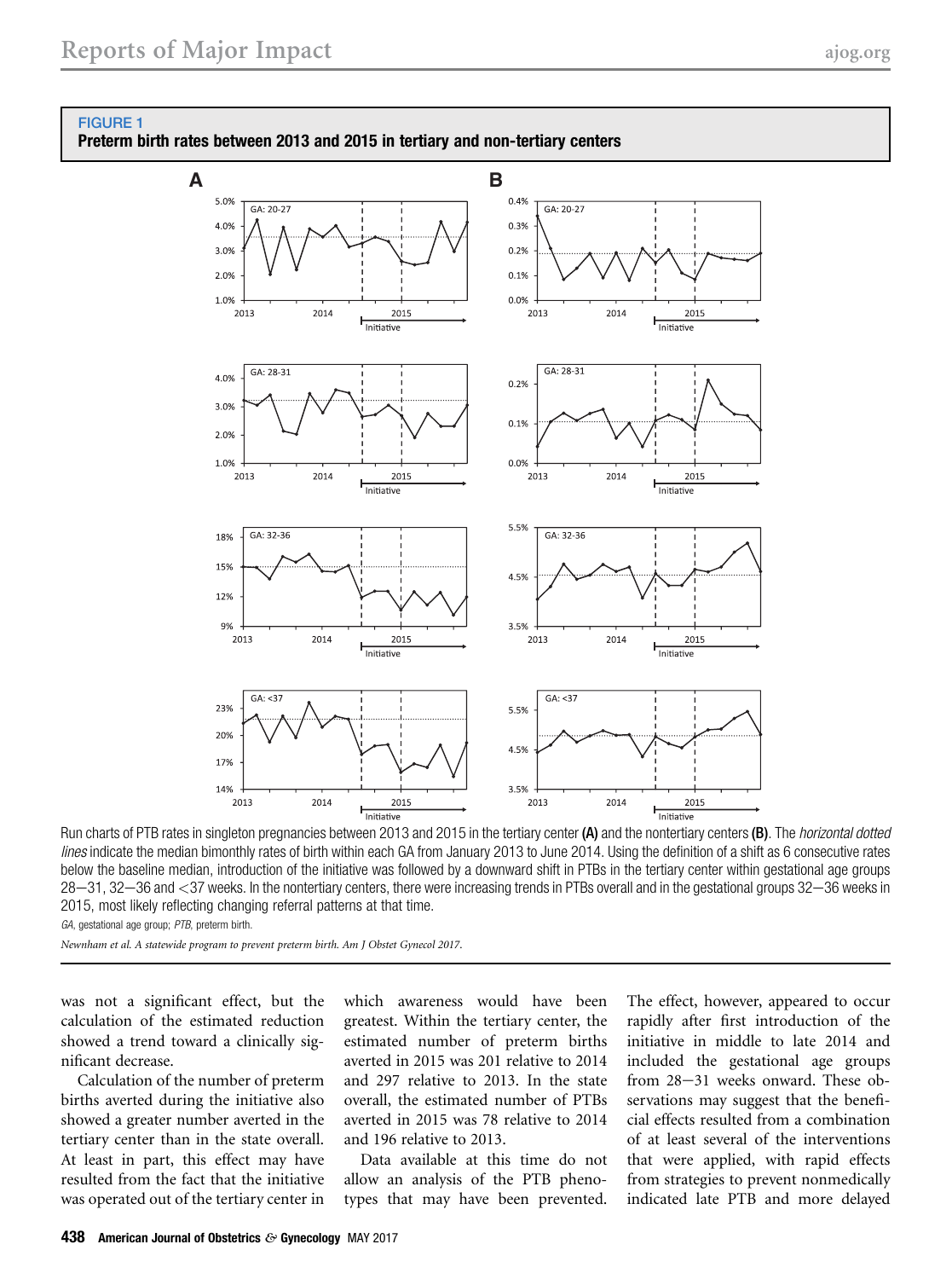FIGURE 1

**Preterm birth rates between 2013 and 2015 in tertiary and non-tertiary centers**

Run charts of PTB rates in singleton pregnancies between 2013 and 2015 in the tertiary center **(A)** and the nontertiary centers **(B)**. The *horizontal dotted lines* indicate the median bimonthly rates of birth within each GA from January 2013 to June 2014. Using the definition of a shift as 6 consecutive rates below the baseline median, introduction of the initiative was followed by a downward shift in PTBs in the tertiary center within gestational age groups 28–31, 32–36 and <37 weeks. In the nontertiary centers, there were increasing trends in PTBs overall and in the gestational groups 32–36 weeks in 2015, most likely reflecting changing referral patterns at that time.

*GA*, gestational age group; *PTB*, preterm birth.

*Newnham et al. A statewide program to prevent preterm birth. Am J Obstet Gynecol 2017.*

was not a significant effect, but the calculation of the estimated reduction showed a trend toward a clinically significant decrease.

Calculation of the number of preterm births averted during the initiative also showed a greater number averted in the tertiary center than in the state overall. At least in part, this effect may have resulted from the fact that the initiative was operated out of the tertiary center in which awareness would have been greatest. Within the tertiary center, the estimated number of preterm births averted in 2015 was 201 relative to 2014 and 297 relative to 2013. In the state overall, the estimated number of PTBs averted in 2015 was 78 relative to 2014 and 196 relative to 2013.

Data available at this time do not allow an analysis of the PTB phenotypes that may have been prevented. The effect, however, appeared to occur rapidly after first introduction of the initiative in middle to late 2014 and included the gestational age groups from 28–31 weeks onward. These observations may suggest that the beneficial effects resulted from a combination of at least several of the interventions that were applied, with rapid effects from strategies to prevent nonmedically indicated late PTB and more delayed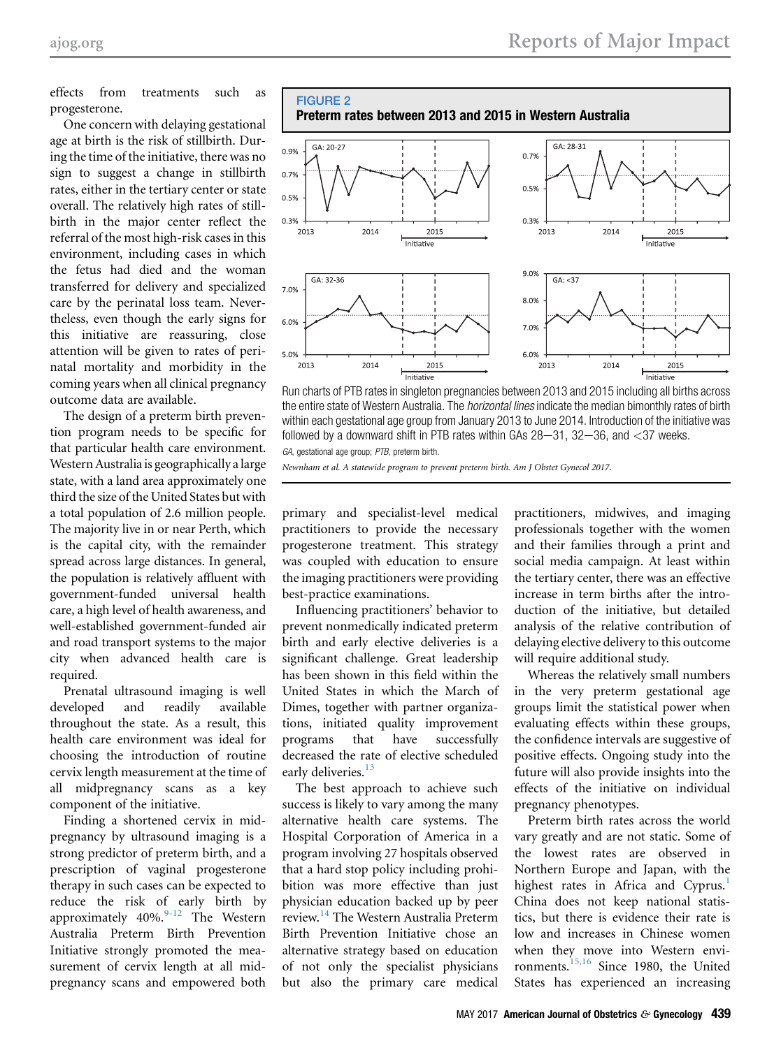effects from treatments such as progesterone.

One concern with delaying gestational age at birth is the risk of stillbirth. During the time of the initiative, there was no sign to suggest a change in stillbirth rates, either in the tertiary center or state overall. The relatively high rates of stillbirth in the major center reflect the referral of the most high-risk cases in this environment, including cases in which the fetus had died and the woman transferred for delivery and specialized care by the perinatal loss team. Nevertheless, even though the early signs for this initiative are reassuring, close attention will be given to rates of perinatal mortality and morbidity in the coming years when all clinical pregnancy outcome data are available.

The design of a preterm birth prevention program needs to be specific for that particular health care environment. Western Australia is geographically a large state, with a land area approximately one third the size of the United States but with a total population of 2.6 million people. The majority live in or near Perth, which is the capital city, with the remainder spread across large distances. In general, the population is relatively affluent with government-funded universal health care, a high level of health awareness, and well-established government-funded air and road transport systems to the major city when advanced health care is required.

Prenatal ultrasound imaging is well developed and readily available throughout the state. As a result, this health care environment was ideal for choosing the introduction of routine cervix length measurement at the time of all midpregnancy scans as a key component of the initiative.

Finding a shortened cervix in midpregnancy by ultrasound imaging is a strong predictor of preterm birth, and a prescription of vaginal progesterone therapy in such cases can be expected to reduce the risk of early birth by approximately 40%.[9-12] The Western Australia Preterm Birth Prevention Initiative strongly promoted the measurement of cervix length at all midpregnancy scans and empowered both primary and specialist-level medical practitioners to provide the necessary progesterone treatment. This strategy was coupled with education to ensure the imaging practitioners were providing best-practice examinations.

Influencing practitioners' behavior to prevent nonmedically indicated preterm birth and early elective deliveries is a significant challenge. Great leadership has been shown in this field within the United States in which the March of Dimes, together with partner organizations, initiated quality improvement programs that have successfully decreased the rate of elective scheduled early deliveries.[13]

The best approach to achieve such success is likely to vary among the many alternative health care systems. The Hospital Corporation of America in a program involving 27 hospitals observed that a hard stop policy including prohibition was more effective than just physician education backed up by peer review.[14] The Western Australia Preterm Birth Prevention Initiative chose an alternative strategy based on education of not only the specialist physicians but also the primary care medical practitioners, midwives, and imaging professionals together with the women and their families through a print and social media campaign. At least within the tertiary center, there was an effective increase in term births after the introduction of the initiative, but detailed analysis of the relative contribution of delaying elective delivery to this outcome will require additional study.

Whereas the relatively small numbers in the very preterm gestational age groups limit the statistical power when evaluating effects within these groups, the confidence intervals are suggestive of positive effects. Ongoing study into the future will also provide insights into the effects of the initiative on individual pregnancy phenotypes.

Preterm birth rates across the world vary greatly and are not static. Some of the lowest rates are observed in Northern Europe and Japan, with the highest rates in Africa and Cyprus.[1] China does not keep national statistics, but there is evidence their rate is low and increases in Chinese women when they move into Western environments.[15,16] Since 1980, the United States has experienced an increasing

**FIGURE 2**
**Preterm rates between 2013 and 2015 in Western Australia**

Run charts of PTB rates in singleton pregnancies between 2013 and 2015 including all births across the entire state of Western Australia. The *horizontal lines* indicate the median bimonthly rates of birth within each gestational age group from January 2013 to June 2014. Introduction of the initiative was followed by a downward shift in PTB rates within GAs 28–31, 32–36, and <37 weeks.

*GA*, gestational age group; *PTB*, preterm birth.

*Newnham et al. A statewide program to prevent preterm birth. Am J Obstet Gynecol 2017.*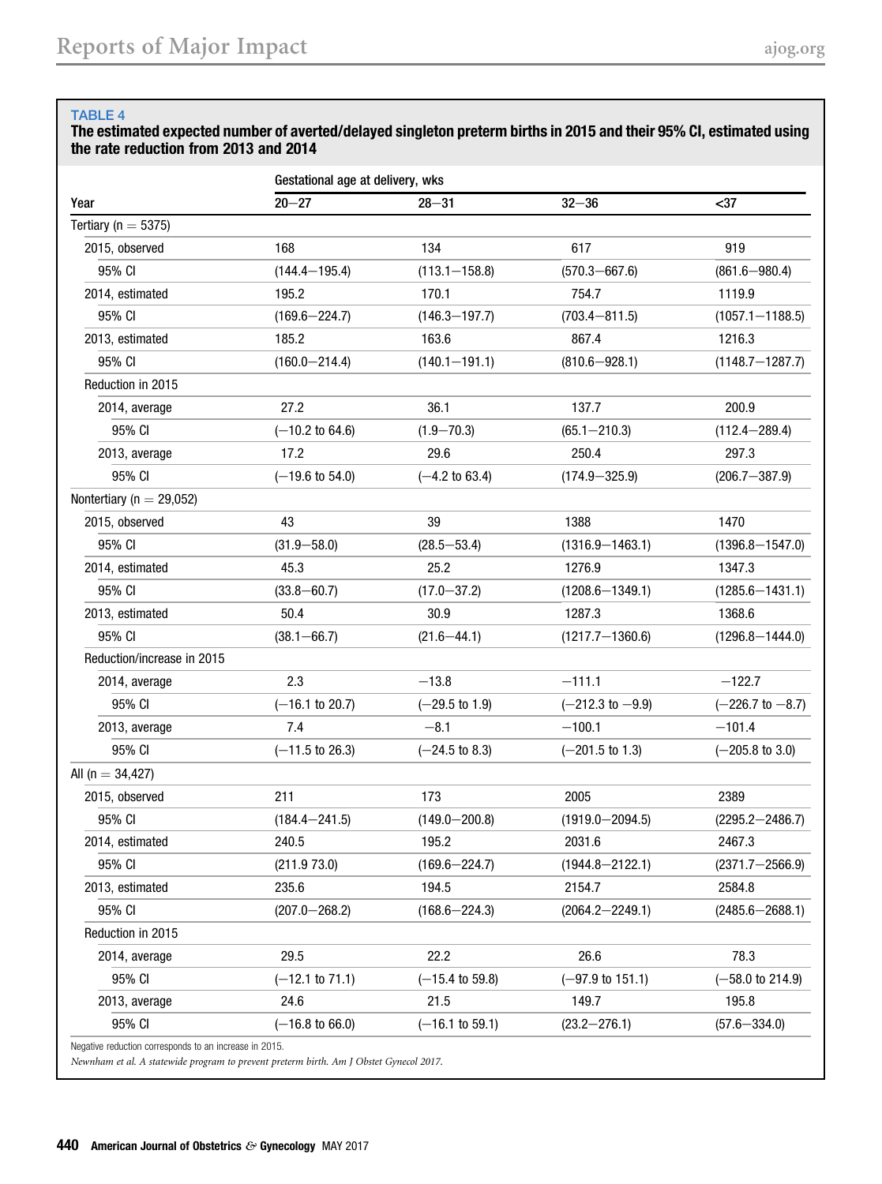**TABLE 4**

**The estimated expected number of averted/delayed singleton preterm births in 2015 and their 95% CI, estimated using the rate reduction from 2013 and 2014**

| Year | Gestational age at delivery, wks | | | |
|---|---|---|---|---|
| | 20–27 | 28–31 | 32–36 | <37 |
| Tertiary (n = 5375) | | | | |
| 2015, observed | 168 | 134 | 617 | 919 |
| 95% CI | (144.4–195.4) | (113.1–158.8) | (570.3–667.6) | (861.6–980.4) |
| 2014, estimated | 195.2 | 170.1 | 754.7 | 1119.9 |
| 95% CI | (169.6–224.7) | (146.3–197.7) | (703.4–811.5) | (1057.1–1188.5) |
| 2013, estimated | 185.2 | 163.6 | 867.4 | 1216.3 |
| 95% CI | (160.0–214.4) | (140.1–191.1) | (810.6–928.1) | (1148.7–1287.7) |
| Reduction in 2015 | | | | |
| 2014, average | 27.2 | 36.1 | 137.7 | 200.9 |
| 95% CI | (−10.2 to 64.6) | (1.9–70.3) | (65.1–210.3) | (112.4–289.4) |
| 2013, average | 17.2 | 29.6 | 250.4 | 297.3 |
| 95% CI | (−19.6 to 54.0) | (−4.2 to 63.4) | (174.9–325.9) | (206.7–387.9) |
| Nontertiary (n = 29,052) | | | | |
| 2015, observed | 43 | 39 | 1388 | 1470 |
| 95% CI | (31.9–58.0) | (28.5–53.4) | (1316.9–1463.1) | (1396.8–1547.0) |
| 2014, estimated | 45.3 | 25.2 | 1276.9 | 1347.3 |
| 95% CI | (33.8–60.7) | (17.0–37.2) | (1208.6–1349.1) | (1285.6–1431.1) |
| 2013, estimated | 50.4 | 30.9 | 1287.3 | 1368.6 |
| 95% CI | (38.1–66.7) | (21.6–44.1) | (1217.7–1360.6) | (1296.8–1444.0) |
| Reduction/increase in 2015 | | | | |
| 2014, average | 2.3 | −13.8 | −111.1 | −122.7 |
| 95% CI | (−16.1 to 20.7) | (−29.5 to 1.9) | (−212.3 to −9.9) | (−226.7 to −8.7) |
| 2013, average | 7.4 | −8.1 | −100.1 | −101.4 |
| 95% CI | (−11.5 to 26.3) | (−24.5 to 8.3) | (−201.5 to 1.3) | (−205.8 to 3.0) |
| All (n = 34,427) | | | | |
| 2015, observed | 211 | 173 | 2005 | 2389 |
| 95% CI | (184.4–241.5) | (149.0–200.8) | (1919.0–2094.5) | (2295.2–2486.7) |
| 2014, estimated | 240.5 | 195.2 | 2031.6 | 2467.3 |
| 95% CI | (211.9 73.0) | (169.6–224.7) | (1944.8–2122.1) | (2371.7–2566.9) |
| 2013, estimated | 235.6 | 194.5 | 2154.7 | 2584.8 |
| 95% CI | (207.0–268.2) | (168.6–224.3) | (2064.2–2249.1) | (2485.6–2688.1) |
| Reduction in 2015 | | | | |
| 2014, average | 29.5 | 22.2 | 26.6 | 78.3 |
| 95% CI | (−12.1 to 71.1) | (−15.4 to 59.8) | (−97.9 to 151.1) | (−58.0 to 214.9) |
| 2013, average | 24.6 | 21.5 | 149.7 | 195.8 |
| 95% CI | (−16.8 to 66.0) | (−16.1 to 59.1) | (23.2–276.1) | (57.6–334.0) |

Negative reduction corresponds to an increase in 2015.

*Newnham et al. A statewide program to prevent preterm birth. Am J Obstet Gynecol 2017.*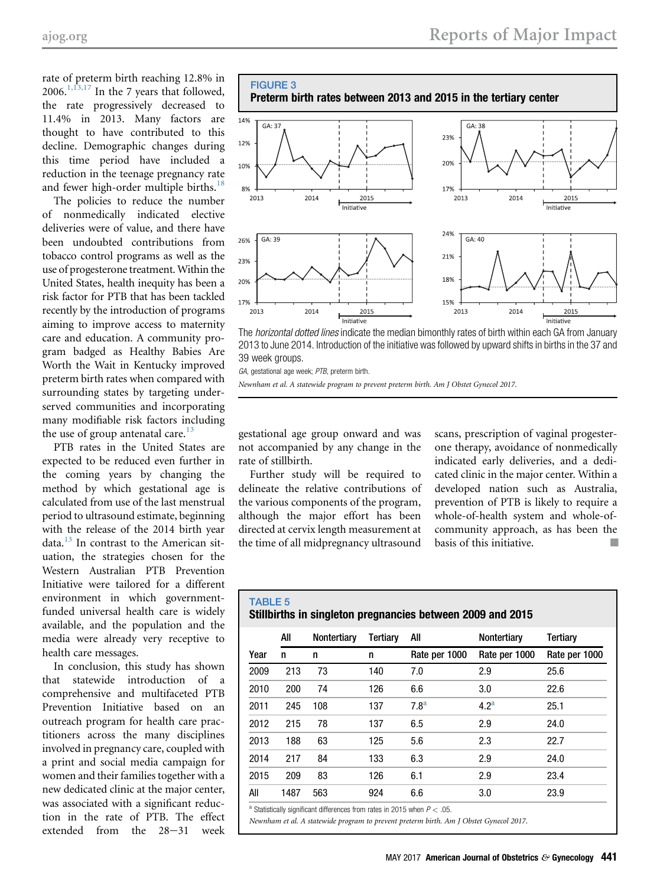rate of preterm birth reaching 12.8% in 2006.[1,13,17] In the 7 years that followed, the rate progressively decreased to 11.4% in 2013. Many factors are thought to have contributed to this decline. Demographic changes during this time period have included a reduction in the teenage pregnancy rate and fewer high-order multiple births.[18]

The policies to reduce the number of nonmedically indicated elective deliveries were of value, and there have been undoubted contributions from tobacco control programs as well as the use of progesterone treatment. Within the United States, health inequity has been a risk factor for PTB that has been tackled recently by the introduction of programs aiming to improve access to maternity care and education. A community program badged as Healthy Babies Are Worth the Wait in Kentucky improved preterm birth rates when compared with surrounding states by targeting underserved communities and incorporating many modifiable risk factors including the use of group antenatal care.[13]

PTB rates in the United States are expected to be reduced even further in the coming years by changing the method by which gestational age is calculated from use of the last menstrual period to ultrasound estimate, beginning with the release of the 2014 birth year data.[13] In contrast to the American situation, the strategies chosen for the Western Australian PTB Prevention Initiative were tailored for a different environment in which government-funded universal health care is widely available, and the population and the media were already very receptive to health care messages.

In conclusion, this study has shown that statewide introduction of a comprehensive and multifaceted PTB Prevention Initiative based on an outreach program for health care practitioners across the many disciplines involved in pregnancy care, coupled with a print and social media campaign for women and their families together with a new dedicated clinic at the major center, was associated with a significant reduction in the rate of PTB. The effect extended from the 28−31 week gestational age group onward and was not accompanied by any change in the rate of stillbirth.

Further study will be required to delineate the relative contributions of the various components of the program, although the major effort has been directed at cervix length measurement at the time of all midpregnancy ultrasound scans, prescription of vaginal progesterone therapy, avoidance of nonmedically indicated early deliveries, and a dedicated clinic in the major center. Within a developed nation such as Australia, prevention of PTB is likely to require a whole-of-health system and whole-of-community approach, as has been the basis of this initiative. ■

**FIGURE 3**
**Preterm birth rates between 2013 and 2015 in the tertiary center**

The *horizontal dotted lines* indicate the median bimonthly rates of birth within each GA from January 2013 to June 2014. Introduction of the initiative was followed by upward shifts in births in the 37 and 39 week groups.

*GA*, gestational age week; *PTB*, preterm birth.

*Newnham et al. A statewide program to prevent preterm birth. Am J Obstet Gynecol 2017.*

**TABLE 5**
**Stillbirths in singleton pregnancies between 2009 and 2015**

| Year | All n | Nontertiary n | Tertiary n | All Rate per 1000 | Nontertiary Rate per 1000 | Tertiary Rate per 1000 |
|---|---|---|---|---|---|---|
| 2009 | 213 | 73 | 140 | 7.0 | 2.9 | 25.6 |
| 2010 | 200 | 74 | 126 | 6.6 | 3.0 | 22.6 |
| 2011 | 245 | 108 | 137 | 7.8[a] | 4.2[a] | 25.1 |
| 2012 | 215 | 78 | 137 | 6.5 | 2.9 | 24.0 |
| 2013 | 188 | 63 | 125 | 5.6 | 2.3 | 22.7 |
| 2014 | 217 | 84 | 133 | 6.3 | 2.9 | 24.0 |
| 2015 | 209 | 83 | 126 | 6.1 | 2.9 | 23.4 |
| All | 1487 | 563 | 924 | 6.6 | 3.0 | 23.9 |

[a] Statistically significant differences from rates in 2015 when $P < .05$.

*Newnham et al. A statewide program to prevent preterm birth. Am J Obstet Gynecol 2017.*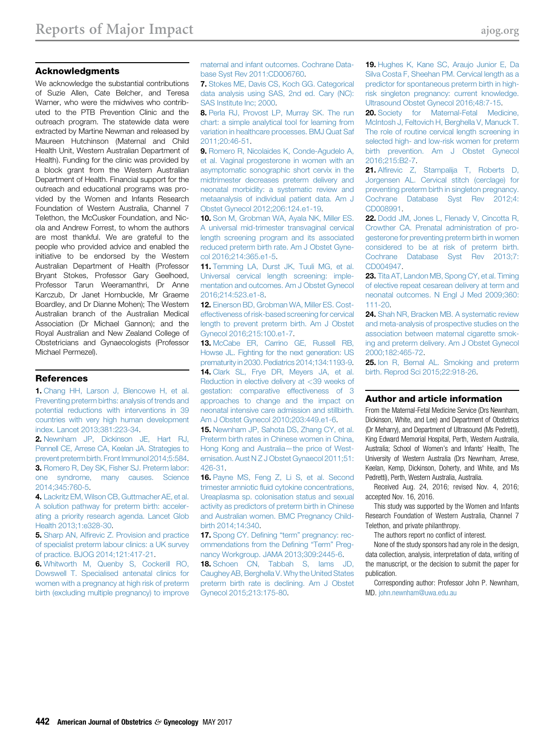## Acknowledgments

We acknowledge the substantial contributions of Suzie Allen, Cate Belcher, and Teresa Warner, who were the midwives who contributed to the PTB Prevention Clinic and the outreach program. The statewide data were extracted by Martine Newman and released by Maureen Hutchinson (Maternal and Child Health Unit, Western Australian Department of Health). Funding for the clinic was provided by a block grant from the Western Australian Department of Health. Financial support for the outreach and educational programs was provided by the Women and Infants Research Foundation of Western Australia, Channel 7 Telethon, the McCusker Foundation, and Nicola and Andrew Forrest, to whom the authors are most thankful. We are grateful to the people who provided advice and enabled the initiative to be endorsed by the Western Australian Department of Health (Professor Bryant Stokes, Professor Gary Geelhoed, Professor Tarun Weeramanthri, Dr Anne Karczub, Dr Janet Hornbuckle, Mr Graeme Boardley, and Dr Dianne Mohen); The Western Australian branch of the Australian Medical Association (Dr Michael Gannon); and the Royal Australian and New Zealand College of Obstetricians and Gynaecologists (Professor Michael Permezel).

## References

1. Chang HH, Larson J, Blencowe H, et al. Preventing preterm births: analysis of trends and potential reductions with interventions in 39 countries with very high human development index. Lancet 2013;381:223-34.
2. Newnham JP, Dickinson JE, Hart RJ, Pennell CE, Arrese CA, Keelan JA. Strategies to prevent preterm birth. Front Immunol 2014;5:584.
3. Romero R, Dey SK, Fisher SJ. Preterm labor: one syndrome, many causes. Science 2014;345:760-5.
4. Lackritz EM, Wilson CB, Guttmacher AE, et al. A solution pathway for preterm birth: accelerating a priority research agenda. Lancet Glob Health 2013;1:e328-30.
5. Sharp AN, Alfirevic Z. Provision and practice of specialist preterm labour clinics: a UK survey of practice. BJOG 2014;121:417-21.
6. Whitworth M, Quenby S, Cockerill RO, Dowswell T. Specialised antenatal clinics for women with a pregnancy at high risk of preterm birth (excluding multiple pregnancy) to improve maternal and infant outcomes. Cochrane Database Syst Rev 2011:CD006760.
7. Stokes ME, Davis CS, Koch GG. Categorical data analysis using SAS, 2nd ed. Cary (NC): SAS Institute Inc; 2000.
8. Perla RJ, Provost LP, Murray SK. The run chart: a simple analytical tool for learning from variation in healthcare processes. BMJ Qual Saf 2011;20:46-51.
9. Romero R, Nicolaides K, Conde-Agudelo A, et al. Vaginal progesterone in women with an asymptomatic sonographic short cervix in the midtrimester decreases preterm delivery and neonatal morbidity: a systematic review and metaanalysis of individual patient data. Am J Obstet Gynecol 2012;206:124.e1-19.
10. Son M, Grobman WA, Ayala NK, Miller ES. A universal mid-trimester transvaginal cervical length screening program and its associated reduced preterm birth rate. Am J Obstet Gynecol 2016;214:365.e1-5.
11. Temming LA, Durst JK, Tuuli MG, et al. Universal cervical length screening: implementation and outcomes. Am J Obstet Gynecol 2016;214:523.e1-8.
12. Einerson BD, Grobman WA, Miller ES. Cost-effectiveness of risk-based screening for cervical length to prevent preterm birth. Am J Obstet Gynecol 2016;215:100.e1-7.
13. McCabe ER, Carrino GE, Russell RB, Howse JL. Fighting for the next generation: US prematurity in 2030. Pediatrics 2014;134:1193-9.
14. Clark SL, Frye DR, Meyers JA, et al. Reduction in elective delivery at <39 weeks of gestation: comparative effectiveness of 3 approaches to change and the impact on neonatal intensive care admission and stillbirth. Am J Obstet Gynecol 2010;203:449.e1-6.
15. Newnham JP, Sahota DS, Zhang CY, et al. Preterm birth rates in Chinese women in China, Hong Kong and Australia—the price of Westernisation. Aust N Z J Obstet Gynaecol 2011;51:426-31.
16. Payne MS, Feng Z, Li S, et al. Second trimester amniotic fluid cytokine concentrations, Ureaplasma sp. colonisation status and sexual activity as predictors of preterm birth in Chinese and Australian women. BMC Pregnancy Childbirth 2014;14:340.
17. Spong CY. Defining "term" pregnancy: recommendations from the Defining "Term" Pregnancy Workgroup. JAMA 2013;309:2445-6.
18. Schoen CN, Tabbah S, Iams JD, Caughey AB, Berghella V. Why the United States preterm birth rate is declining. Am J Obstet Gynecol 2015;213:175-80.
19. Hughes K, Kane SC, Araujo Junior E, Da Silva Costa F, Sheehan PM. Cervical length as a predictor for spontaneous preterm birth in high-risk singleton pregnancy: current knowledge. Ultrasound Obstet Gynecol 2016;48:7-15.
20. Society for Maternal-Fetal Medicine, McIntosh J, Feltovich H, Berghella V, Manuck T. The role of routine cervical length screening in selected high- and low-risk women for preterm birth prevention. Am J Obstet Gynecol 2016;215:B2-7.
21. Alfirevic Z, Stampalija T, Roberts D, Jorgensen AL. Cervical stitch (cerclage) for preventing preterm birth in singleton pregnancy. Cochrane Database Syst Rev 2012;4:CD008991.
22. Dodd JM, Jones L, Flenady V, Cincotta R, Crowther CA. Prenatal administration of progesterone for preventing preterm birth in women considered to be at risk of preterm birth. Cochrane Database Syst Rev 2013;7:CD004947.
23. Tita AT, Landon MB, Spong CY, et al. Timing of elective repeat cesarean delivery at term and neonatal outcomes. N Engl J Med 2009;360:111-20.
24. Shah NR, Bracken MB. A systematic review and meta-analysis of prospective studies on the association between maternal cigarette smoking and preterm delivery. Am J Obstet Gynecol 2000;182:465-72.
25. Ion R, Bernal AL. Smoking and preterm birth. Reprod Sci 2015;22:918-26.

## Author and article information

From the Maternal-Fetal Medicine Service (Drs Newnham, Dickinson, White, and Lee) and Department of Obstetrics (Dr Meharry), and Department of Ultrasound (Ms Pedretti), King Edward Memorial Hospital, Perth, Western Australia, Australia; School of Women's and Infants' Health, The University of Western Australia (Drs Newnham, Arrese, Keelan, Kemp, Dickinson, Doherty, and White, and Ms Pedretti), Perth, Western Australia, Australia.

Received Aug. 24, 2016; revised Nov. 4, 2016; accepted Nov. 16, 2016.

This study was supported by the Women and Infants Research Foundation of Western Australia, Channel 7 Telethon, and private philanthropy.

The authors report no conflict of interest.

None of the study sponsors had any role in the design, data collection, analysis, interpretation of data, writing of the manuscript, or the decision to submit the paper for publication.

Corresponding author: Professor John P. Newnham, MD. john.newnham@uwa.edu.au